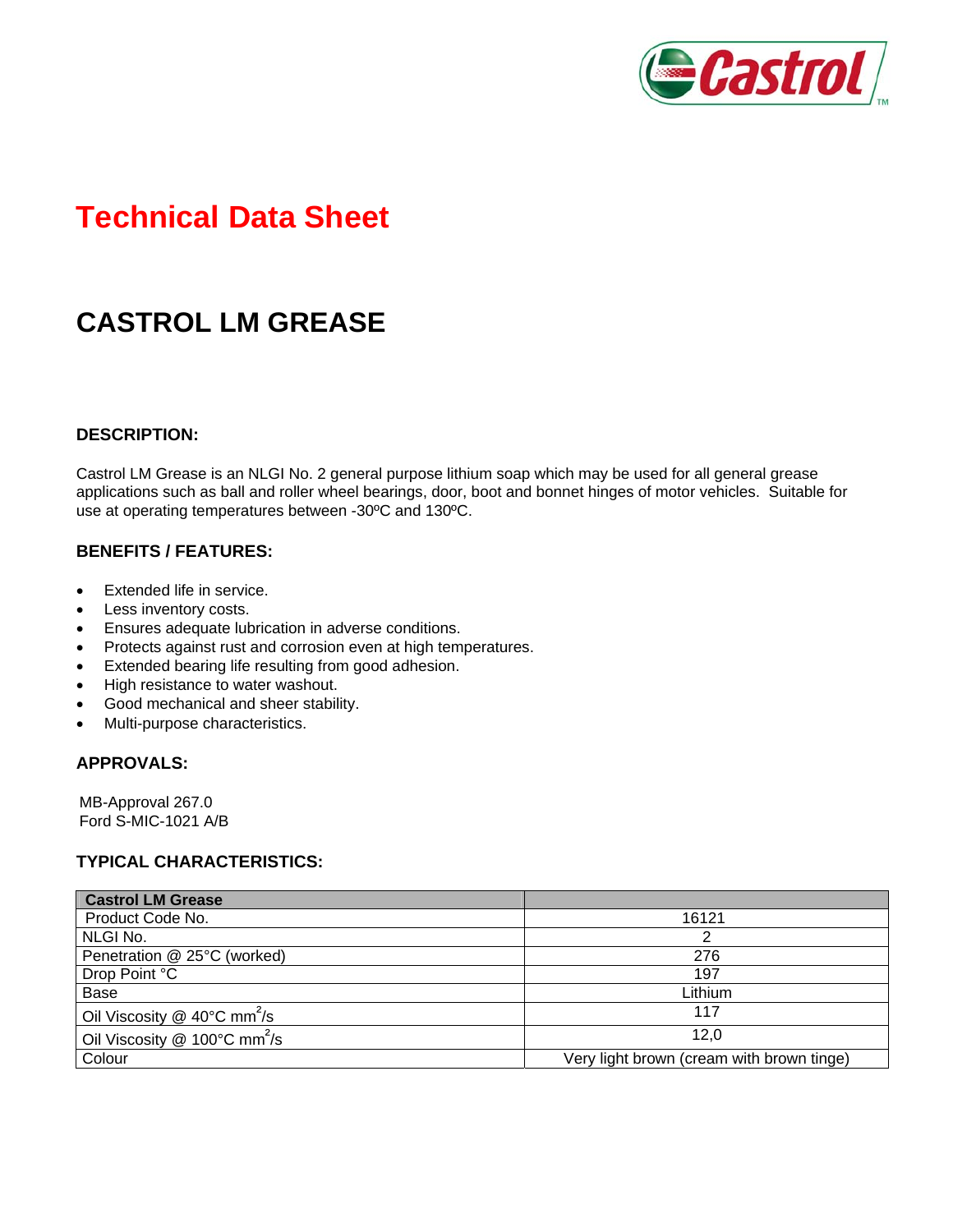# Technical Data Sheet

# CASTROL LM GREASE

## DESCRIPTION:

Castrol LM Grease is an NLGI No. 2 general purpose lithium soap which may be used for all general grease applications such as ball and roller wheel bearings, door, boot and bonnet hinges of motor vehicles. Suitable for use at operating temperatures between -30ºC and 130ºC.

## BENEFITS / FEATURES:

- Extended life in service.
- Less inventory costs.
- Ensures adequate lubrication in adverse conditions.
- Protects against rust and corrosion even at high temperatures.
- Extended bearing life resulting from good adhesion.
- High resistance to water washout.
- Good mechanical and sheer stability.
- Multi-purpose characteristics.

## APPROVALS:

MB-Approval 267.0
Ford S-MIC-1021 A/B

## TYPICAL CHARACTERISTICS:

| Castrol LM Grease | |
|---|---|
| Product Code No. | 16121 |
| NLGI No. | 2 |
| Penetration @ 25°C (worked) | 276 |
| Drop Point °C | 197 |
| Base | Lithium |
| Oil Viscosity @ 40°C $mm^2/s$ | 117 |
| Oil Viscosity @ 100°C $mm^2/s$ | 12,0 |
| Colour | Very light brown (cream with brown tinge) |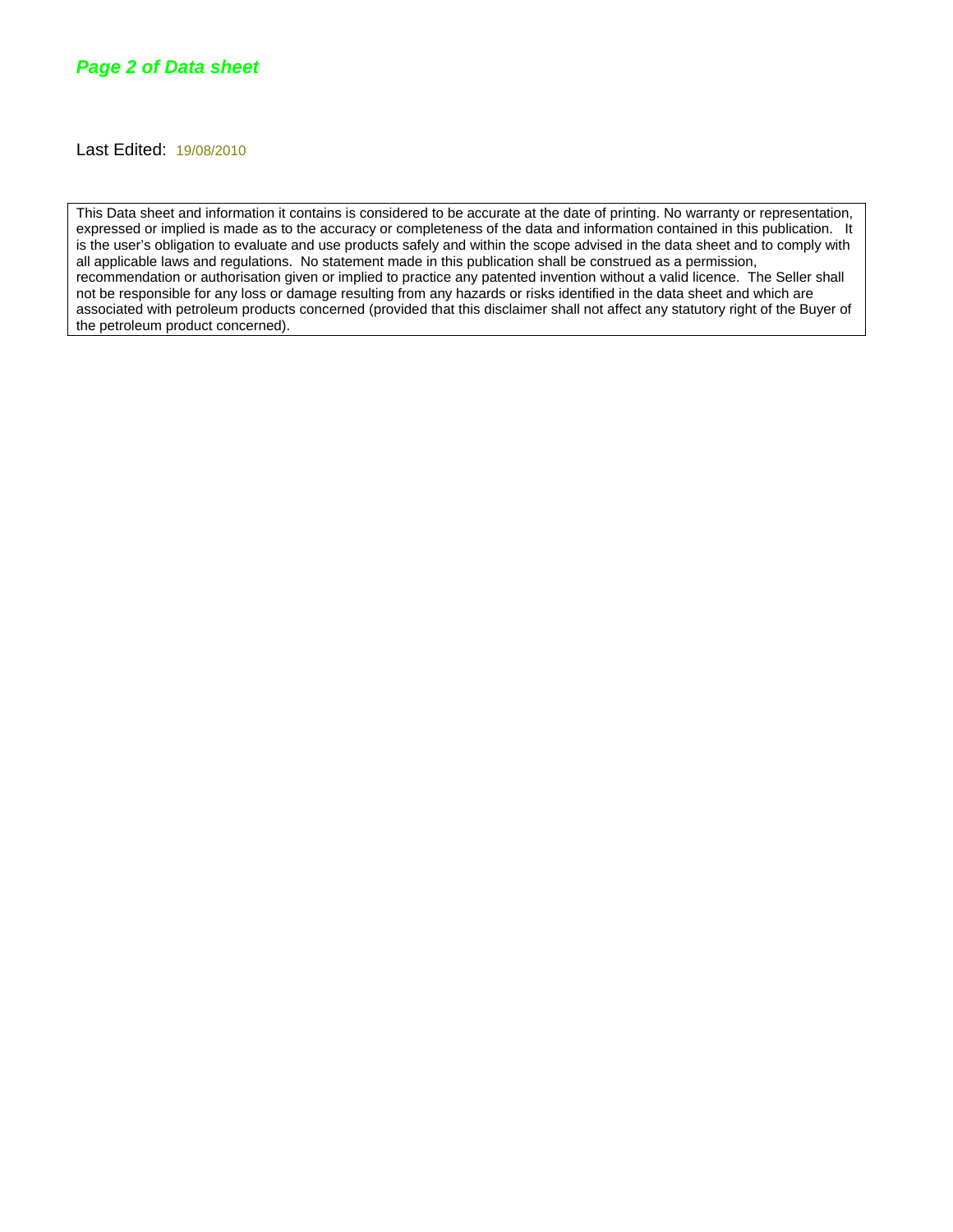***Page 2 of Data sheet***

Last Edited: 19/08/2010

This Data sheet and information it contains is considered to be accurate at the date of printing. No warranty or representation, expressed or implied is made as to the accuracy or completeness of the data and information contained in this publication. It is the user's obligation to evaluate and use products safely and within the scope advised in the data sheet and to comply with all applicable laws and regulations. No statement made in this publication shall be construed as a permission, recommendation or authorisation given or implied to practice any patented invention without a valid licence. The Seller shall not be responsible for any loss or damage resulting from any hazards or risks identified in the data sheet and which are associated with petroleum products concerned (provided that this disclaimer shall not affect any statutory right of the Buyer of the petroleum product concerned).